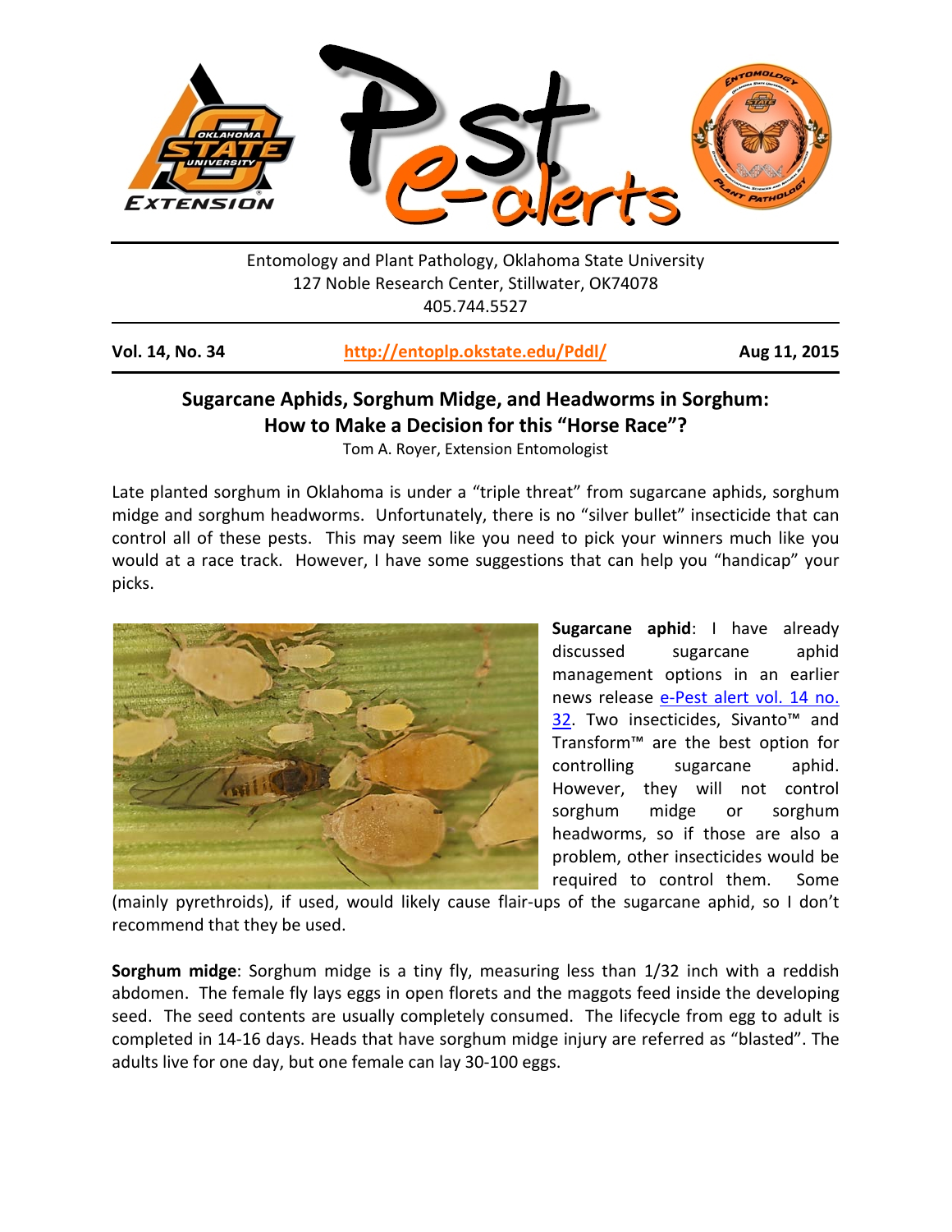Entomology and Plant Pathology, Oklahoma State University
127 Noble Research Center, Stillwater, OK74078
405.744.5527

**Vol. 14, No. 34** | **http://entoplp.okstate.edu/Pddl/** | **Aug 11, 2015**

## Sugarcane Aphids, Sorghum Midge, and Headworms in Sorghum: How to Make a Decision for this "Horse Race"?

Tom A. Royer, Extension Entomologist

Late planted sorghum in Oklahoma is under a "triple threat" from sugarcane aphids, sorghum midge and sorghum headworms. Unfortunately, there is no "silver bullet" insecticide that can control all of these pests. This may seem like you need to pick your winners much like you would at a race track. However, I have some suggestions that can help you "handicap" your picks.

**Sugarcane aphid**: I have already discussed sugarcane aphid management options in an earlier news release e-Pest alert vol. 14 no. 32. Two insecticides, Sivanto™ and Transform™ are the best option for controlling sugarcane aphid. However, they will not control sorghum midge or sorghum headworms, so if those are also a problem, other insecticides would be required to control them. Some (mainly pyrethroids), if used, would likely cause flair-ups of the sugarcane aphid, so I don't recommend that they be used.

**Sorghum midge**: Sorghum midge is a tiny fly, measuring less than 1/32 inch with a reddish abdomen. The female fly lays eggs in open florets and the maggots feed inside the developing seed. The seed contents are usually completely consumed. The lifecycle from egg to adult is completed in 14-16 days. Heads that have sorghum midge injury are referred as "blasted". The adults live for one day, but one female can lay 30-100 eggs.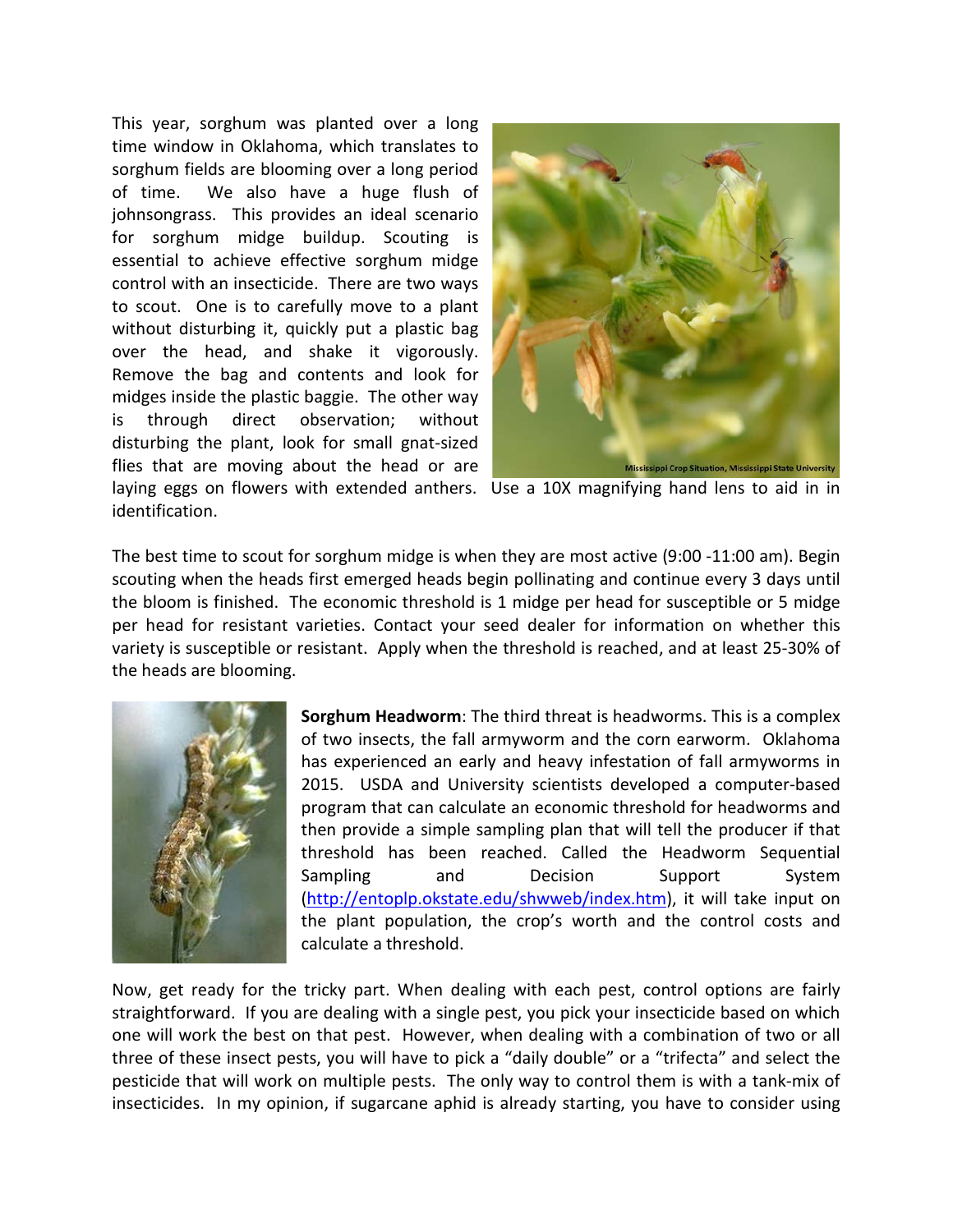This year, sorghum was planted over a long time window in Oklahoma, which translates to sorghum fields are blooming over a long period of time. We also have a huge flush of johnsongrass. This provides an ideal scenario for sorghum midge buildup. Scouting is essential to achieve effective sorghum midge control with an insecticide. There are two ways to scout. One is to carefully move to a plant without disturbing it, quickly put a plastic bag over the head, and shake it vigorously. Remove the bag and contents and look for midges inside the plastic baggie. The other way is through direct observation; without disturbing the plant, look for small gnat-sized flies that are moving about the head or are laying eggs on flowers with extended anthers. Use a 10X magnifying hand lens to aid in in identification.

Mississippi Crop Situation, Mississippi State University

The best time to scout for sorghum midge is when they are most active (9:00 -11:00 am). Begin scouting when the heads first emerged heads begin pollinating and continue every 3 days until the bloom is finished. The economic threshold is 1 midge per head for susceptible or 5 midge per head for resistant varieties. Contact your seed dealer for information on whether this variety is susceptible or resistant. Apply when the threshold is reached, and at least 25-30% of the heads are blooming.

**Sorghum Headworm**: The third threat is headworms. This is a complex of two insects, the fall armyworm and the corn earworm. Oklahoma has experienced an early and heavy infestation of fall armyworms in 2015. USDA and University scientists developed a computer-based program that can calculate an economic threshold for headworms and then provide a simple sampling plan that will tell the producer if that threshold has been reached. Called the Headworm Sequential Sampling and Decision Support System (http://entoplp.okstate.edu/shwweb/index.htm), it will take input on the plant population, the crop's worth and the control costs and calculate a threshold.

Now, get ready for the tricky part. When dealing with each pest, control options are fairly straightforward. If you are dealing with a single pest, you pick your insecticide based on which one will work the best on that pest. However, when dealing with a combination of two or all three of these insect pests, you will have to pick a "daily double" or a "trifecta" and select the pesticide that will work on multiple pests. The only way to control them is with a tank-mix of insecticides. In my opinion, if sugarcane aphid is already starting, you have to consider using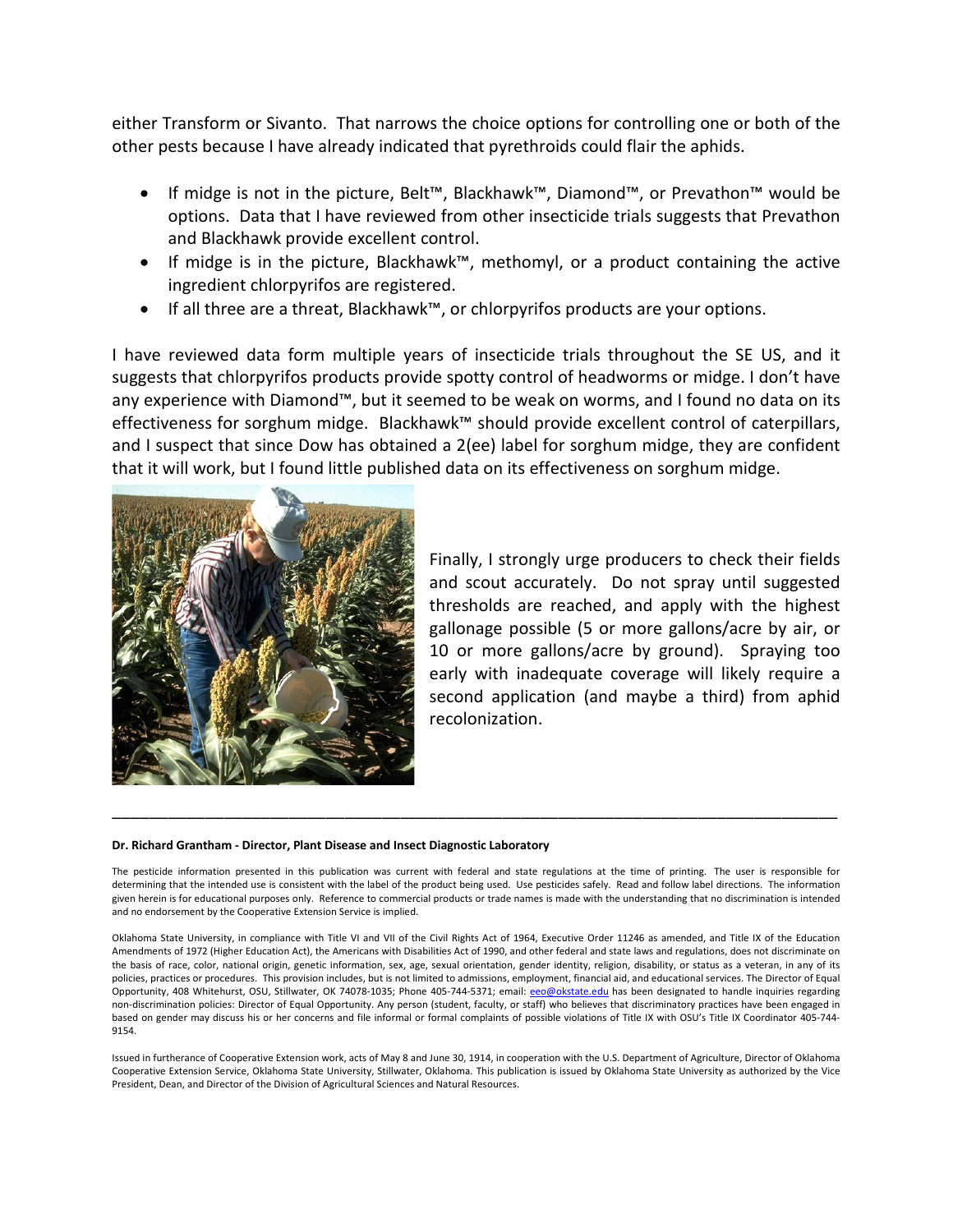either Transform or Sivanto. That narrows the choice options for controlling one or both of the other pests because I have already indicated that pyrethroids could flair the aphids.

- If midge is not in the picture, Belt™, Blackhawk™, Diamond™, or Prevathon™ would be options. Data that I have reviewed from other insecticide trials suggests that Prevathon and Blackhawk provide excellent control.
- If midge is in the picture, Blackhawk™, methomyl, or a product containing the active ingredient chlorpyrifos are registered.
- If all three are a threat, Blackhawk™, or chlorpyrifos products are your options.

I have reviewed data form multiple years of insecticide trials throughout the SE US, and it suggests that chlorpyrifos products provide spotty control of headworms or midge. I don't have any experience with Diamond™, but it seemed to be weak on worms, and I found no data on its effectiveness for sorghum midge. Blackhawk™ should provide excellent control of caterpillars, and I suspect that since Dow has obtained a 2(ee) label for sorghum midge, they are confident that it will work, but I found little published data on its effectiveness on sorghum midge.

Finally, I strongly urge producers to check their fields and scout accurately. Do not spray until suggested thresholds are reached, and apply with the highest gallonage possible (5 or more gallons/acre by air, or 10 or more gallons/acre by ground). Spraying too early with inadequate coverage will likely require a second application (and maybe a third) from aphid recolonization.

---

**Dr. Richard Grantham - Director, Plant Disease and Insect Diagnostic Laboratory**

The pesticide information presented in this publication was current with federal and state regulations at the time of printing. The user is responsible for determining that the intended use is consistent with the label of the product being used. Use pesticides safely. Read and follow label directions. The information given herein is for educational purposes only. Reference to commercial products or trade names is made with the understanding that no discrimination is intended and no endorsement by the Cooperative Extension Service is implied.

Oklahoma State University, in compliance with Title VI and VII of the Civil Rights Act of 1964, Executive Order 11246 as amended, and Title IX of the Education Amendments of 1972 (Higher Education Act), the Americans with Disabilities Act of 1990, and other federal and state laws and regulations, does not discriminate on the basis of race, color, national origin, genetic information, sex, age, sexual orientation, gender identity, religion, disability, or status as a veteran, in any of its policies, practices or procedures. This provision includes, but is not limited to admissions, employment, financial aid, and educational services. The Director of Equal Opportunity, 408 Whitehurst, OSU, Stillwater, OK 74078-1035; Phone 405-744-5371; email: eeo@okstate.edu has been designated to handle inquiries regarding non-discrimination policies: Director of Equal Opportunity. Any person (student, faculty, or staff) who believes that discriminatory practices have been engaged in based on gender may discuss his or her concerns and file informal or formal complaints of possible violations of Title IX with OSU's Title IX Coordinator 405-744-9154.

Issued in furtherance of Cooperative Extension work, acts of May 8 and June 30, 1914, in cooperation with the U.S. Department of Agriculture, Director of Oklahoma Cooperative Extension Service, Oklahoma State University, Stillwater, Oklahoma. This publication is issued by Oklahoma State University as authorized by the Vice President, Dean, and Director of the Division of Agricultural Sciences and Natural Resources.